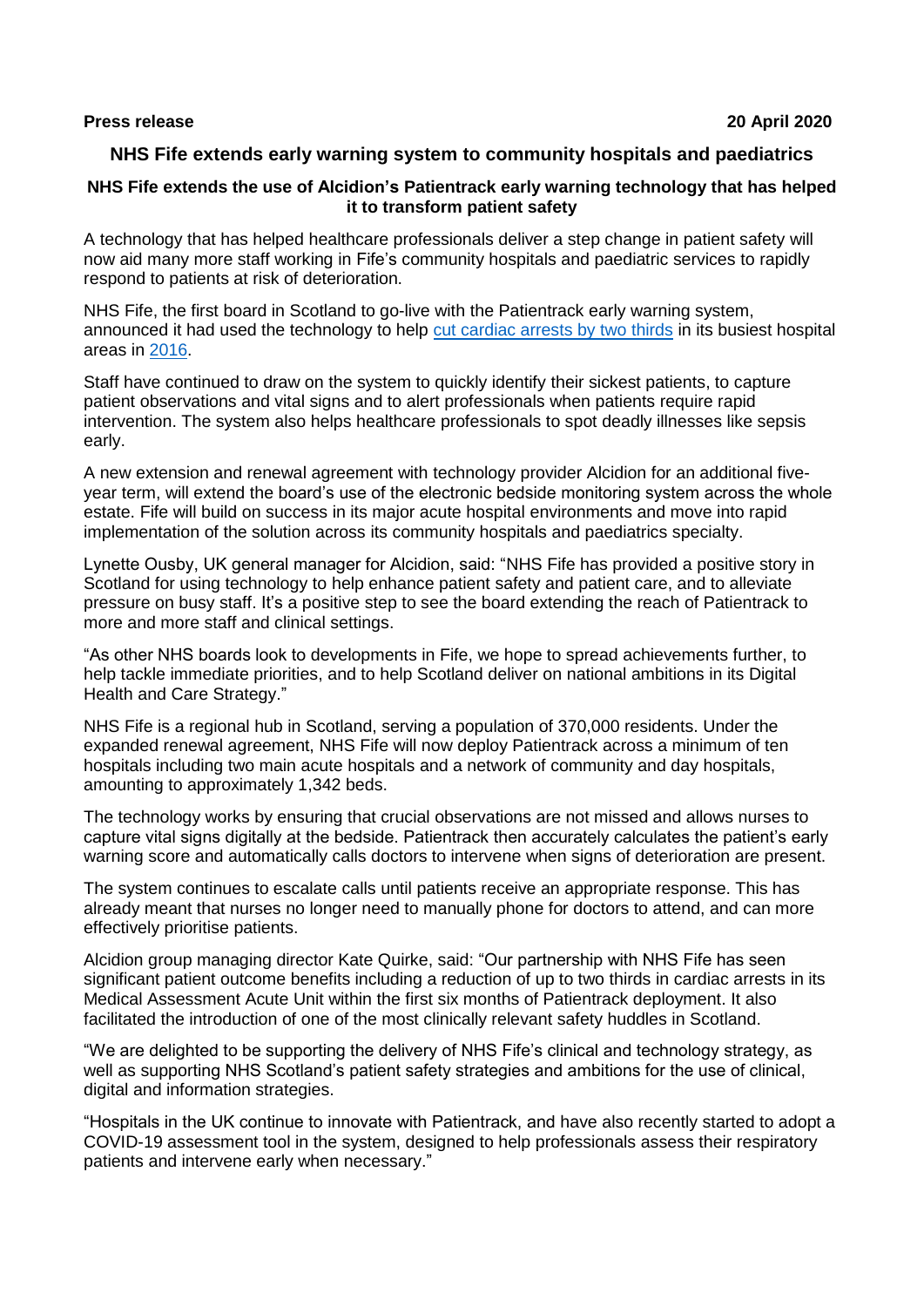**Press release** **20 April 2020**

# NHS Fife extends early warning system to community hospitals and paediatrics

### NHS Fife extends the use of Alcidion's Patientrack early warning technology that has helped it to transform patient safety

A technology that has helped healthcare professionals deliver a step change in patient safety will now aid many more staff working in Fife's community hospitals and paediatric services to rapidly respond to patients at risk of deterioration.

NHS Fife, the first board in Scotland to go-live with the Patientrack early warning system, announced it had used the technology to help cut cardiac arrests by two thirds in its busiest hospital areas in 2016.

Staff have continued to draw on the system to quickly identify their sickest patients, to capture patient observations and vital signs and to alert professionals when patients require rapid intervention. The system also helps healthcare professionals to spot deadly illnesses like sepsis early.

A new extension and renewal agreement with technology provider Alcidion for an additional five-year term, will extend the board's use of the electronic bedside monitoring system across the whole estate. Fife will build on success in its major acute hospital environments and move into rapid implementation of the solution across its community hospitals and paediatrics specialty.

Lynette Ousby, UK general manager for Alcidion, said: "NHS Fife has provided a positive story in Scotland for using technology to help enhance patient safety and patient care, and to alleviate pressure on busy staff. It's a positive step to see the board extending the reach of Patientrack to more and more staff and clinical settings.

"As other NHS boards look to developments in Fife, we hope to spread achievements further, to help tackle immediate priorities, and to help Scotland deliver on national ambitions in its Digital Health and Care Strategy."

NHS Fife is a regional hub in Scotland, serving a population of 370,000 residents. Under the expanded renewal agreement, NHS Fife will now deploy Patientrack across a minimum of ten hospitals including two main acute hospitals and a network of community and day hospitals, amounting to approximately 1,342 beds.

The technology works by ensuring that crucial observations are not missed and allows nurses to capture vital signs digitally at the bedside. Patientrack then accurately calculates the patient's early warning score and automatically calls doctors to intervene when signs of deterioration are present.

The system continues to escalate calls until patients receive an appropriate response. This has already meant that nurses no longer need to manually phone for doctors to attend, and can more effectively prioritise patients.

Alcidion group managing director Kate Quirke, said: "Our partnership with NHS Fife has seen significant patient outcome benefits including a reduction of up to two thirds in cardiac arrests in its Medical Assessment Acute Unit within the first six months of Patientrack deployment. It also facilitated the introduction of one of the most clinically relevant safety huddles in Scotland.

"We are delighted to be supporting the delivery of NHS Fife's clinical and technology strategy, as well as supporting NHS Scotland's patient safety strategies and ambitions for the use of clinical, digital and information strategies.

"Hospitals in the UK continue to innovate with Patientrack, and have also recently started to adopt a COVID-19 assessment tool in the system, designed to help professionals assess their respiratory patients and intervene early when necessary."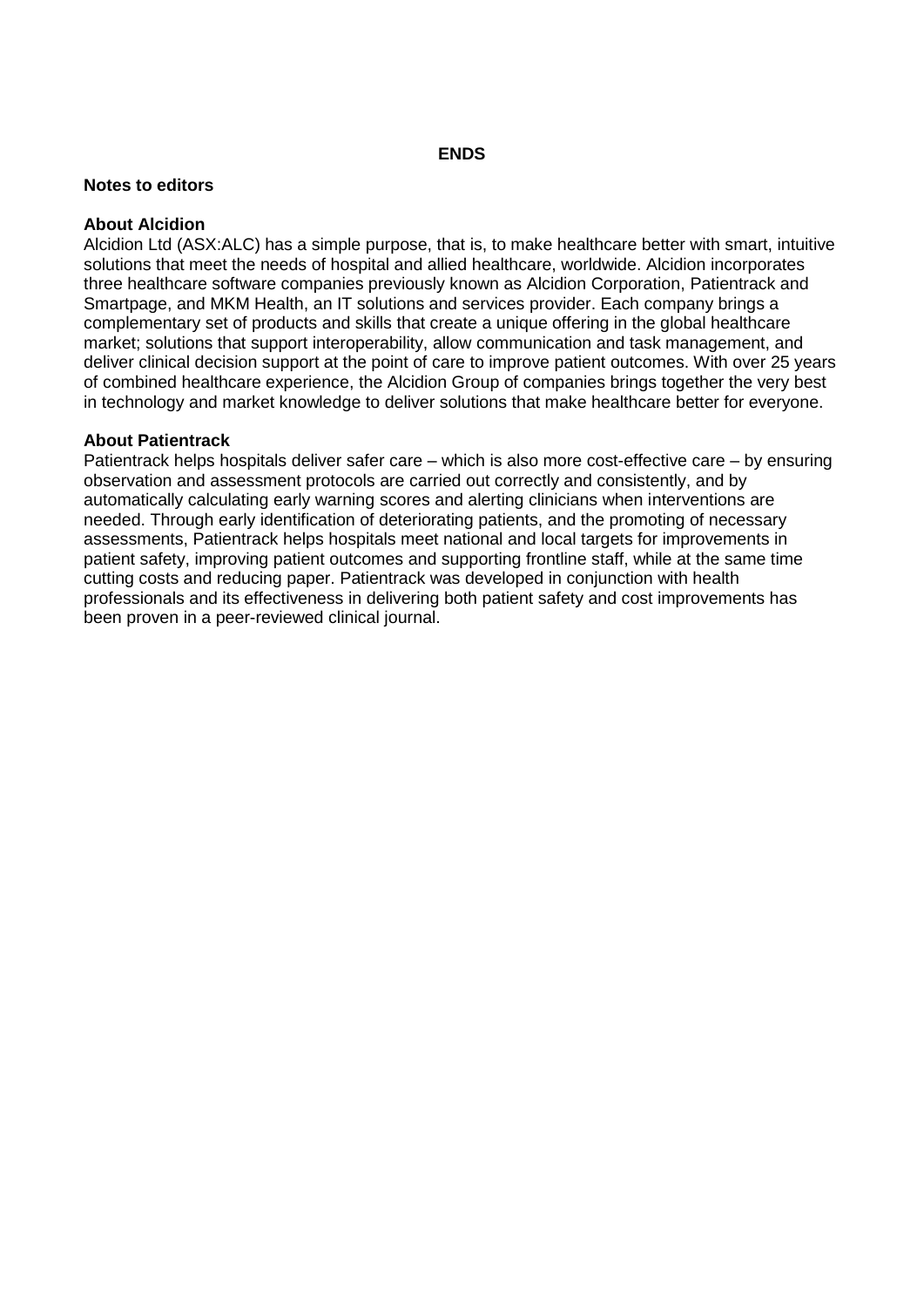**ENDS**

**Notes to editors**

**About Alcidion**

Alcidion Ltd (ASX:ALC) has a simple purpose, that is, to make healthcare better with smart, intuitive solutions that meet the needs of hospital and allied healthcare, worldwide. Alcidion incorporates three healthcare software companies previously known as Alcidion Corporation, Patientrack and Smartpage, and MKM Health, an IT solutions and services provider. Each company brings a complementary set of products and skills that create a unique offering in the global healthcare market; solutions that support interoperability, allow communication and task management, and deliver clinical decision support at the point of care to improve patient outcomes. With over 25 years of combined healthcare experience, the Alcidion Group of companies brings together the very best in technology and market knowledge to deliver solutions that make healthcare better for everyone.

**About Patientrack**

Patientrack helps hospitals deliver safer care – which is also more cost-effective care – by ensuring observation and assessment protocols are carried out correctly and consistently, and by automatically calculating early warning scores and alerting clinicians when interventions are needed. Through early identification of deteriorating patients, and the promoting of necessary assessments, Patientrack helps hospitals meet national and local targets for improvements in patient safety, improving patient outcomes and supporting frontline staff, while at the same time cutting costs and reducing paper. Patientrack was developed in conjunction with health professionals and its effectiveness in delivering both patient safety and cost improvements has been proven in a peer-reviewed clinical journal.